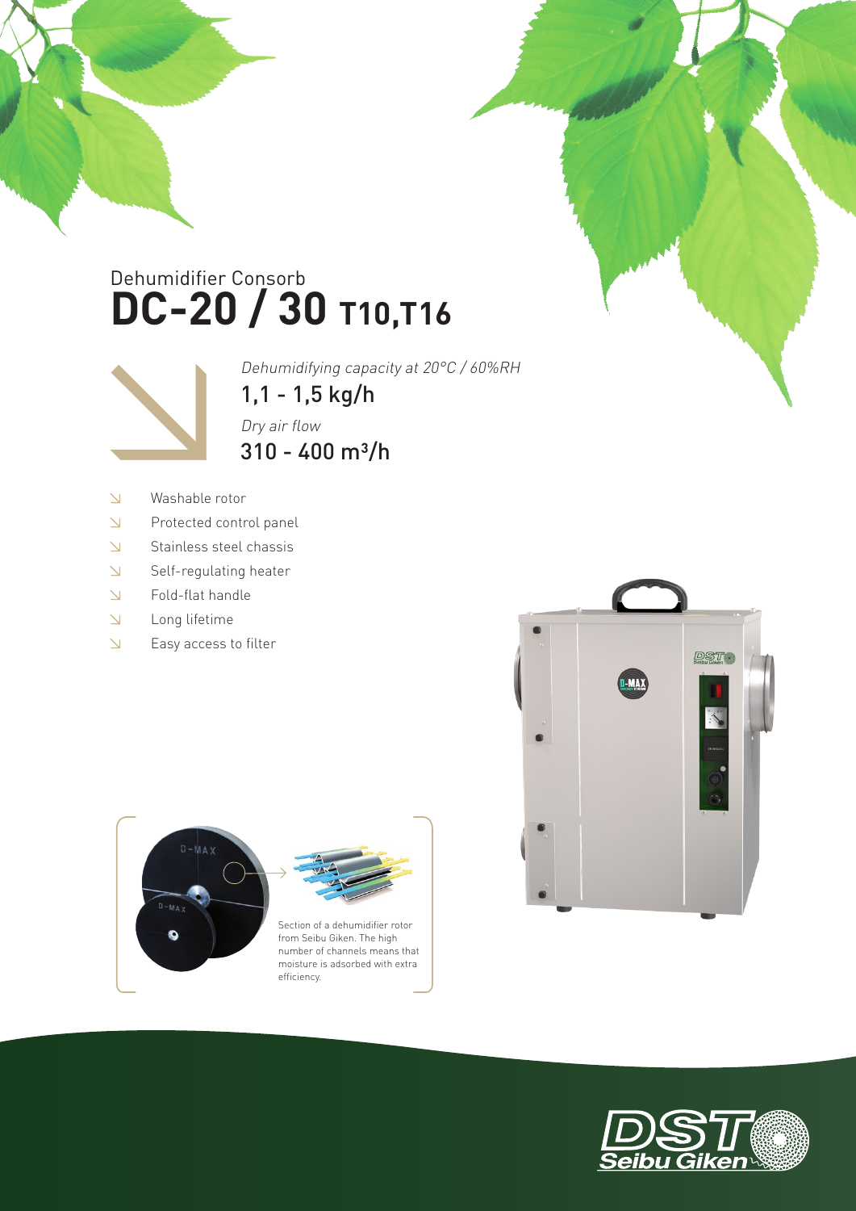Dehumidifier Consorb

# DC-20 / 30 T10,T16

*Dehumidifying capacity at 20°C / 60%RH*

1,1 - 1,5 kg/h

*Dry air flow*

310 - 400 m³/h

- Washable rotor
- Protected control panel
- Stainless steel chassis
- Self-regulating heater
- Fold-flat handle
- Long lifetime
- Easy access to filter

Section of a dehumidifier rotor from Seibu Giken. The high number of channels means that moisture is adsorbed with extra efficiency.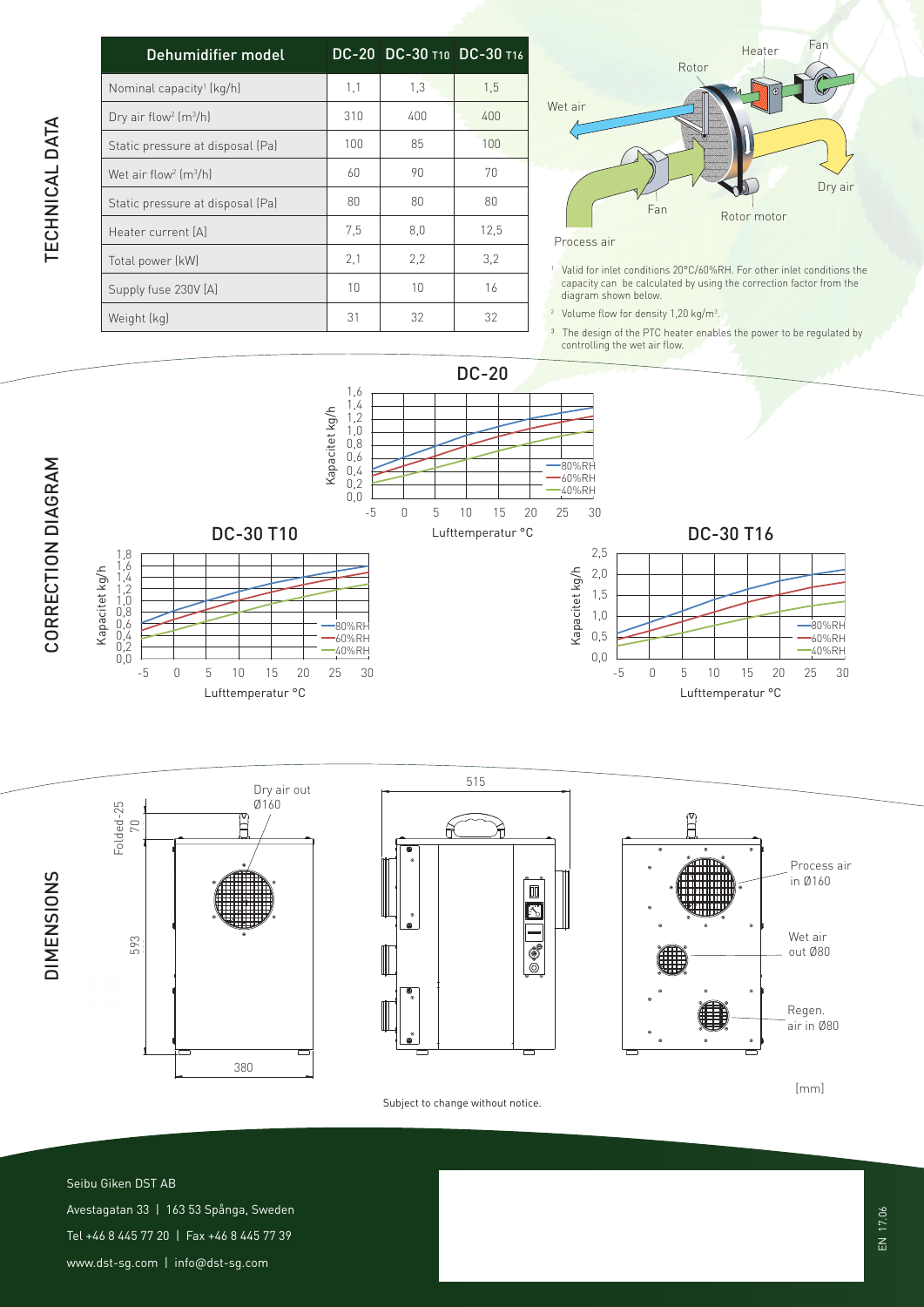## TECHNICAL DATA

| Dehumidifier model | DC-20 | DC-30 T10 | DC-30 T16 |
|---|---|---|---|
| Nominal capacity[1] (kg/h) | 1,1 | 1,3 | 1,5 |
| Dry air flow[2] (m³/h) | 310 | 400 | 400 |
| Static pressure at disposal (Pa) | 100 | 85 | 100 |
| Wet air flow[2] (m³/h) | 60 | 90 | 70 |
| Static pressure at disposal (Pa) | 80 | 80 | 80 |
| Heater current (A) | 7,5 | 8,0 | 12,5 |
| Total power (kW) | 2,1 | 2,2 | 3,2 |
| Supply fuse 230V (A) | 10 | 10 | 16 |
| Weight (kg) | 31 | 32 | 32 |

Heater
Fan
Rotor
Wet air
Dry air
Fan
Rotor motor
Process air

[1] Valid for inlet conditions 20°C/60%RH. For other inlet conditions the capacity can be calculated by using the correction factor from the diagram shown below.

[2] Volume flow for density 1,20 kg/m³.

[3] The design of the PTC heater enables the power to be regulated by controlling the wet air flow.

## CORRECTION DIAGRAM

DC-20
Kapacitet kg/h
1,6 1,4 1,2 1,0 0,8 0,6 0,4 0,2 0,0
-5 0 5 10 15 20 25 30
Lufttemperatur °C
80%RH
60%RH
40%RH

DC-30 T10
Kapacitet kg/h
1,8 1,6 1,4 1,2 1,0 0,8 0,6 0,4 0,2 0,0
-5 0 5 10 15 20 25 30
Lufttemperatur °C
80%RH
60%RH
40%RH

DC-30 T16
Kapacitet kg/h
2,5 2,0 1,5 1,0 0,5 0,0
-5 0 5 10 15 20 25 30
Lufttemperatur °C
80%RH
60%RH
40%RH

## DIMENSIONS

Dry air out Ø160
Folded-25
70
593
380
515
Process air in Ø160
Wet air out Ø80
Regen. air in Ø80

[mm]

Subject to change without notice.

Seibu Giken DST AB
Avestagatan 33 | 163 53 Spånga, Sweden
Tel +46 8 445 77 20 | Fax +46 8 445 77 39
www.dst-sg.com | info@dst-sg.com

EN 17.06